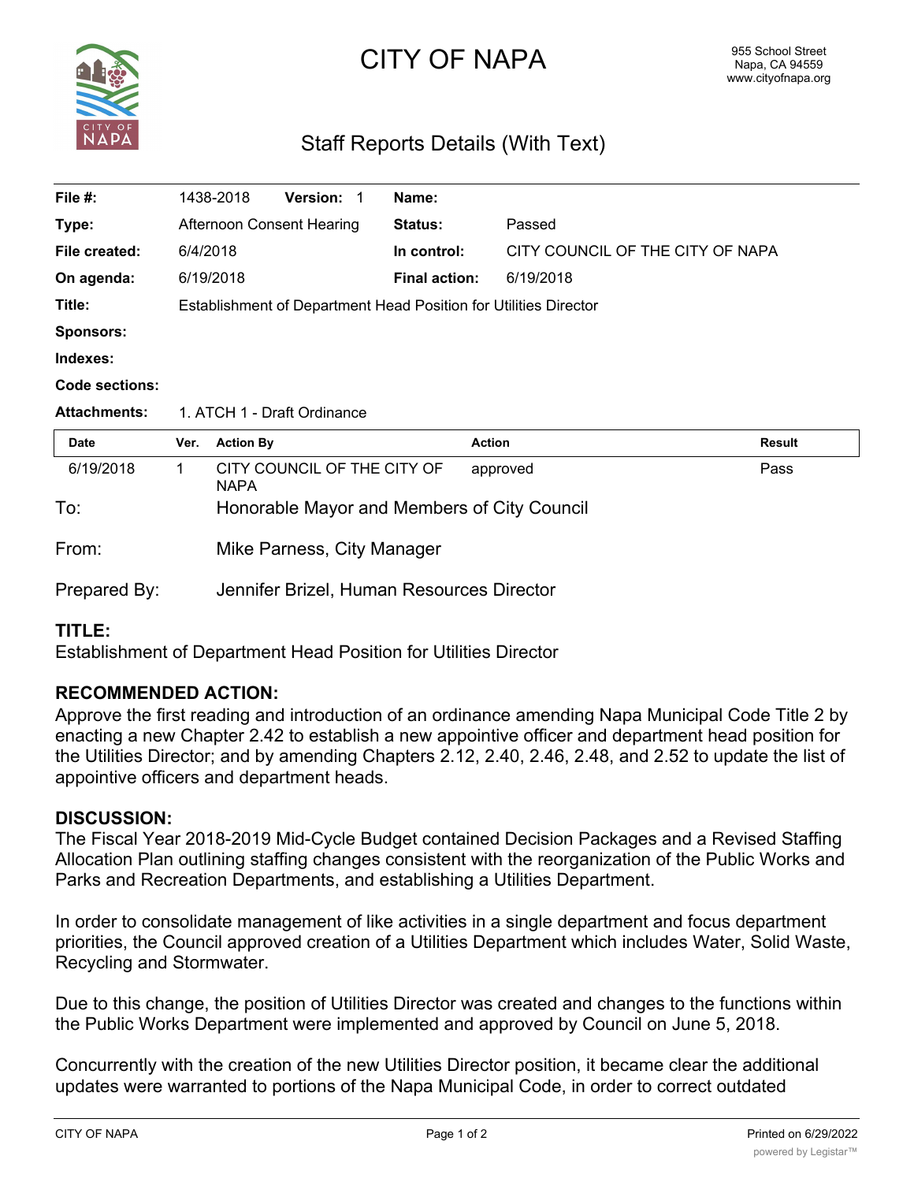# CITY OF NAPA

955 School Street
Napa, CA 94559
www.cityofnapa.org

## Staff Reports Details (With Text)

| | | | |
|---|---|---|---|
| **File #:** | 1438-2018 **Version:** 1 | **Name:** | |
| **Type:** | Afternoon Consent Hearing | **Status:** | Passed |
| **File created:** | 6/4/2018 | **In control:** | CITY COUNCIL OF THE CITY OF NAPA |
| **On agenda:** | 6/19/2018 | **Final action:** | 6/19/2018 |
| **Title:** | Establishment of Department Head Position for Utilities Director | | |
| **Sponsors:** | | | |
| **Indexes:** | | | |
| **Code sections:** | | | |
| **Attachments:** | 1. ATCH 1 - Draft Ordinance | | |

| Date | Ver. | Action By | Action | Result |
|---|---|---|---|---|
| 6/19/2018 | 1 | CITY COUNCIL OF THE CITY OF NAPA | approved | Pass |

To: Honorable Mayor and Members of City Council

From: Mike Parness, City Manager

Prepared By: Jennifer Brizel, Human Resources Director

**TITLE:**
Establishment of Department Head Position for Utilities Director

**RECOMMENDED ACTION:**
Approve the first reading and introduction of an ordinance amending Napa Municipal Code Title 2 by enacting a new Chapter 2.42 to establish a new appointive officer and department head position for the Utilities Director; and by amending Chapters 2.12, 2.40, 2.46, 2.48, and 2.52 to update the list of appointive officers and department heads.

**DISCUSSION:**
The Fiscal Year 2018-2019 Mid-Cycle Budget contained Decision Packages and a Revised Staffing Allocation Plan outlining staffing changes consistent with the reorganization of the Public Works and Parks and Recreation Departments, and establishing a Utilities Department.

In order to consolidate management of like activities in a single department and focus department priorities, the Council approved creation of a Utilities Department which includes Water, Solid Waste, Recycling and Stormwater.

Due to this change, the position of Utilities Director was created and changes to the functions within the Public Works Department were implemented and approved by Council on June 5, 2018.

Concurrently with the creation of the new Utilities Director position, it became clear the additional updates were warranted to portions of the Napa Municipal Code, in order to correct outdated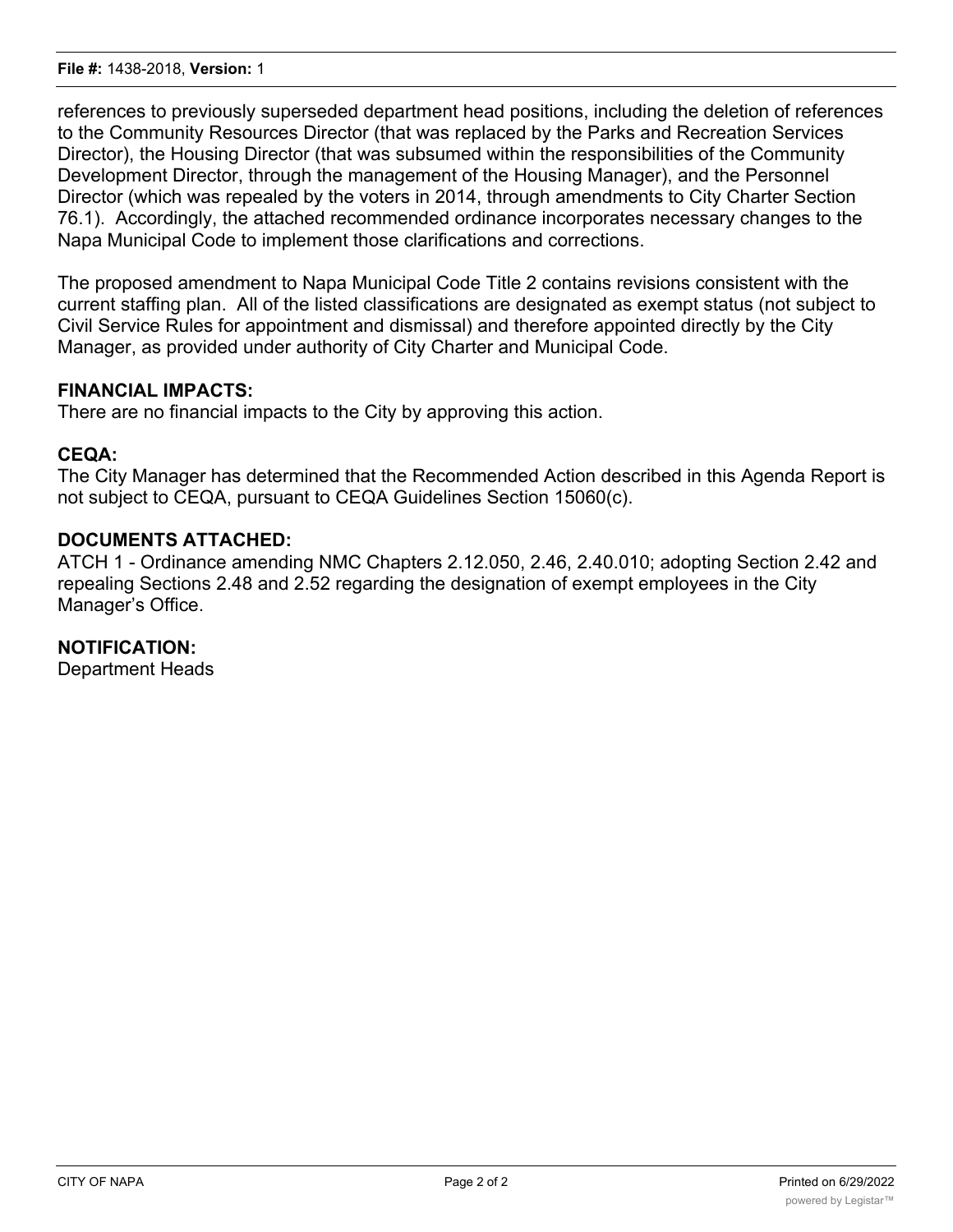references to previously superseded department head positions, including the deletion of references to the Community Resources Director (that was replaced by the Parks and Recreation Services Director), the Housing Director (that was subsumed within the responsibilities of the Community Development Director, through the management of the Housing Manager), and the Personnel Director (which was repealed by the voters in 2014, through amendments to City Charter Section 76.1). Accordingly, the attached recommended ordinance incorporates necessary changes to the Napa Municipal Code to implement those clarifications and corrections.

The proposed amendment to Napa Municipal Code Title 2 contains revisions consistent with the current staffing plan. All of the listed classifications are designated as exempt status (not subject to Civil Service Rules for appointment and dismissal) and therefore appointed directly by the City Manager, as provided under authority of City Charter and Municipal Code.

**FINANCIAL IMPACTS:**

There are no financial impacts to the City by approving this action.

**CEQA:**

The City Manager has determined that the Recommended Action described in this Agenda Report is not subject to CEQA, pursuant to CEQA Guidelines Section 15060(c).

**DOCUMENTS ATTACHED:**

ATCH 1 - Ordinance amending NMC Chapters 2.12.050, 2.46, 2.40.010; adopting Section 2.42 and repealing Sections 2.48 and 2.52 regarding the designation of exempt employees in the City Manager's Office.

**NOTIFICATION:**

Department Heads